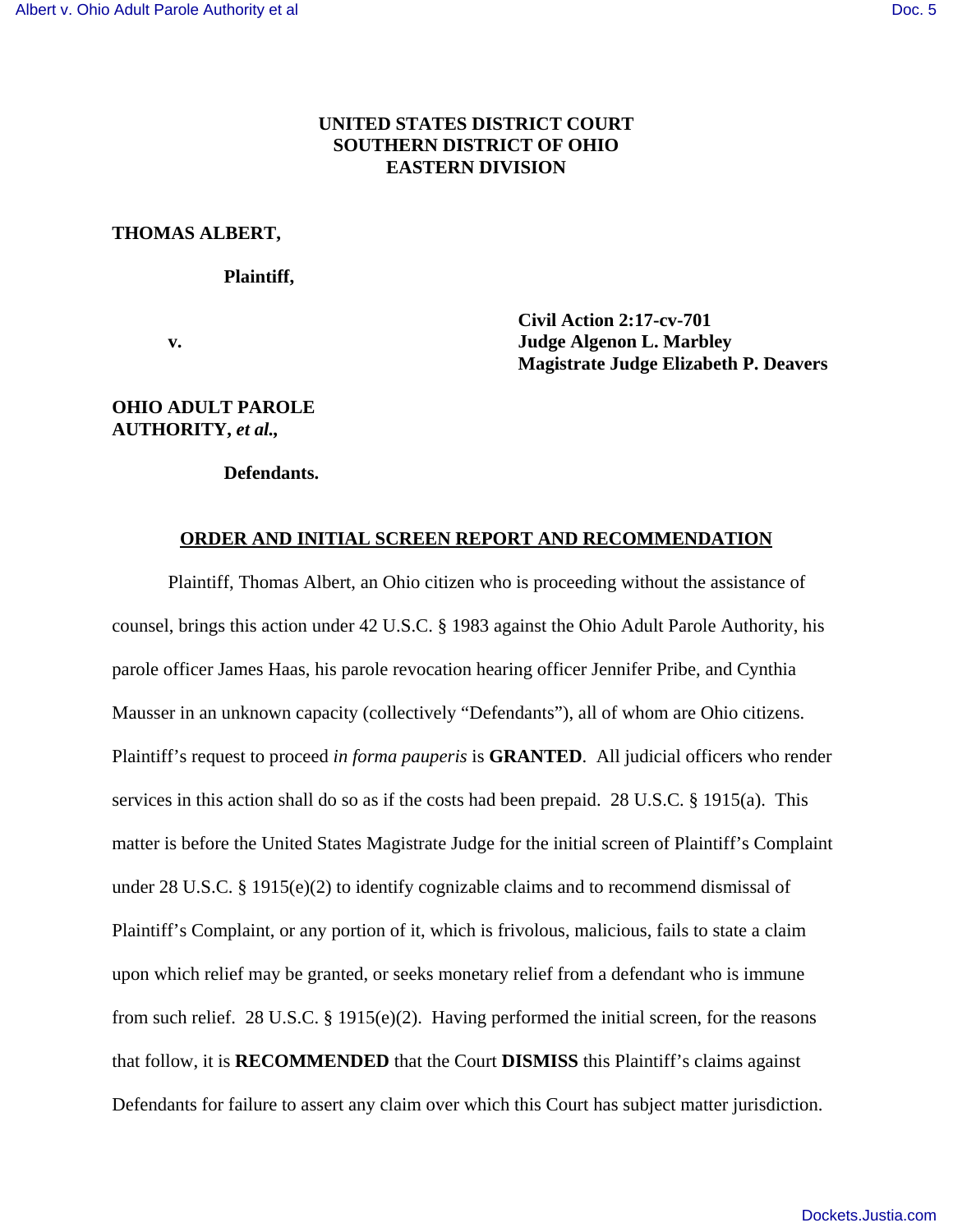**UNITED STATES DISTRICT COURT**
**SOUTHERN DISTRICT OF OHIO**
**EASTERN DIVISION**

**THOMAS ALBERT,**

**Plaintiff,**

**v.**

**Civil Action 2:17-cv-701**
**Judge Algenon L. Marbley**
**Magistrate Judge Elizabeth P. Deavers**

**OHIO ADULT PAROLE AUTHORITY, *et al.*,**

**Defendants.**

## ORDER AND INITIAL SCREEN REPORT AND RECOMMENDATION

Plaintiff, Thomas Albert, an Ohio citizen who is proceeding without the assistance of counsel, brings this action under 42 U.S.C. § 1983 against the Ohio Adult Parole Authority, his parole officer James Haas, his parole revocation hearing officer Jennifer Pribe, and Cynthia Mausser in an unknown capacity (collectively "Defendants"), all of whom are Ohio citizens. Plaintiff's request to proceed *in forma pauperis* is **GRANTED**. All judicial officers who render services in this action shall do so as if the costs had been prepaid. 28 U.S.C. § 1915(a). This matter is before the United States Magistrate Judge for the initial screen of Plaintiff's Complaint under 28 U.S.C. § 1915(e)(2) to identify cognizable claims and to recommend dismissal of Plaintiff's Complaint, or any portion of it, which is frivolous, malicious, fails to state a claim upon which relief may be granted, or seeks monetary relief from a defendant who is immune from such relief. 28 U.S.C. § 1915(e)(2). Having performed the initial screen, for the reasons that follow, it is **RECOMMENDED** that the Court **DISMISS** this Plaintiff's claims against Defendants for failure to assert any claim over which this Court has subject matter jurisdiction.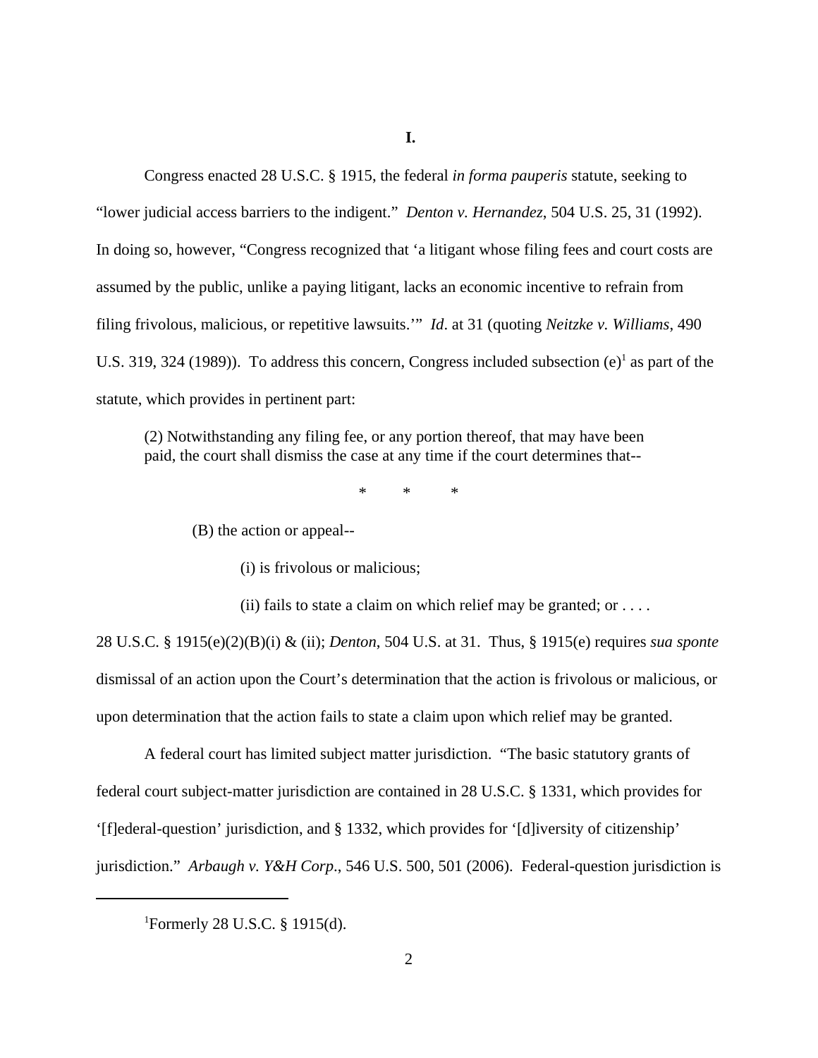**I.**

Congress enacted 28 U.S.C. § 1915, the federal *in forma pauperis* statute, seeking to "lower judicial access barriers to the indigent." *Denton v. Hernandez*, 504 U.S. 25, 31 (1992). In doing so, however, "Congress recognized that 'a litigant whose filing fees and court costs are assumed by the public, unlike a paying litigant, lacks an economic incentive to refrain from filing frivolous, malicious, or repetitive lawsuits.'" *Id*. at 31 (quoting *Neitzke v. Williams*, 490 U.S. 319, 324 (1989)). To address this concern, Congress included subsection (e)[1] as part of the statute, which provides in pertinent part:

> (2) Notwithstanding any filing fee, or any portion thereof, that may have been paid, the court shall dismiss the case at any time if the court determines that--
>
> \* \* \*
>
> (B) the action or appeal--
>
> (i) is frivolous or malicious;
>
> (ii) fails to state a claim on which relief may be granted; or . . . .

28 U.S.C. § 1915(e)(2)(B)(i) & (ii); *Denton*, 504 U.S. at 31. Thus, § 1915(e) requires *sua sponte* dismissal of an action upon the Court's determination that the action is frivolous or malicious, or upon determination that the action fails to state a claim upon which relief may be granted.

A federal court has limited subject matter jurisdiction. "The basic statutory grants of federal court subject-matter jurisdiction are contained in 28 U.S.C. § 1331, which provides for '[f]ederal-question' jurisdiction, and § 1332, which provides for '[d]iversity of citizenship' jurisdiction." *Arbaugh v. Y&H Corp*., 546 U.S. 500, 501 (2006). Federal-question jurisdiction is

---

[1] Formerly 28 U.S.C. § 1915(d).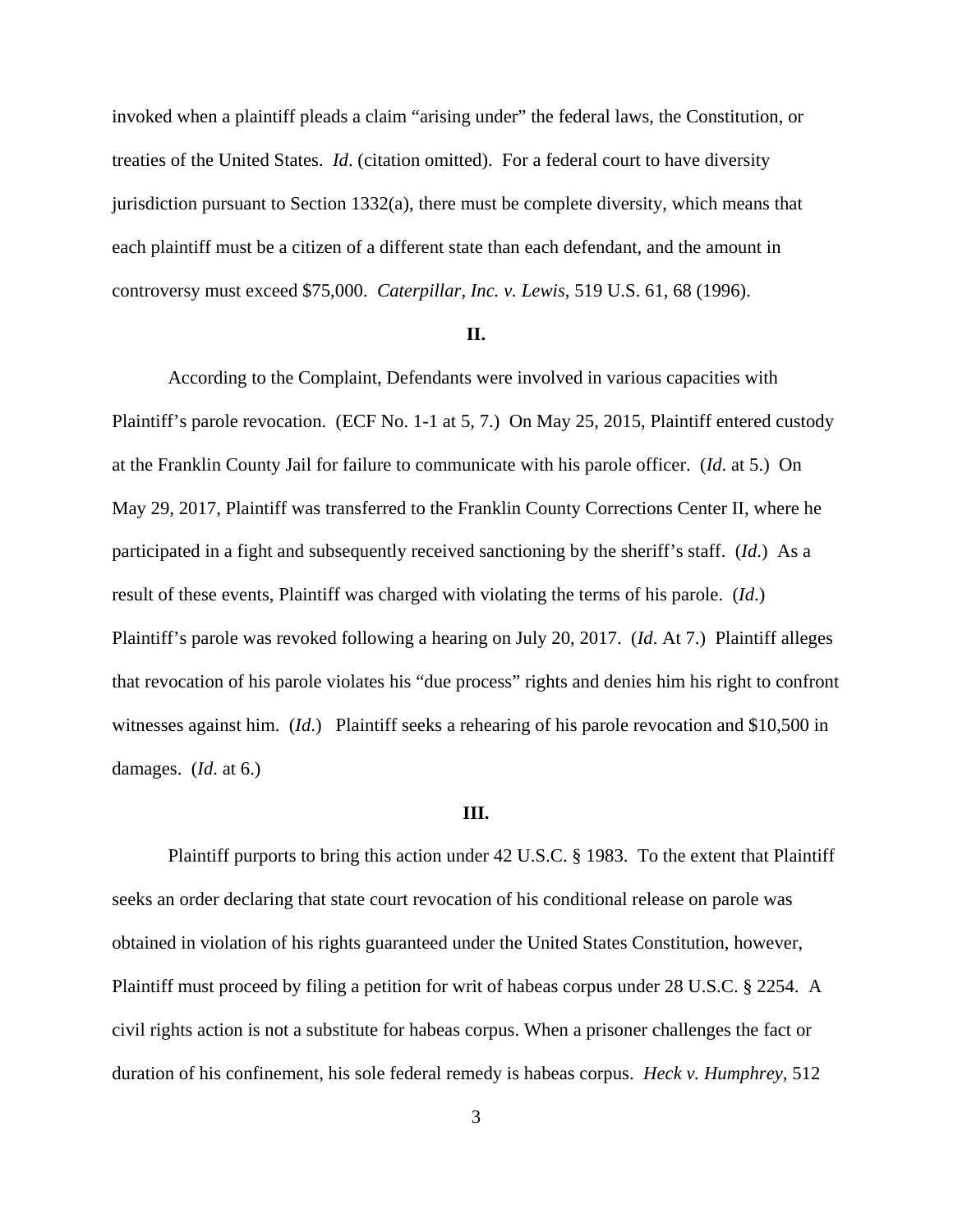invoked when a plaintiff pleads a claim "arising under" the federal laws, the Constitution, or treaties of the United States. *Id*. (citation omitted). For a federal court to have diversity jurisdiction pursuant to Section 1332(a), there must be complete diversity, which means that each plaintiff must be a citizen of a different state than each defendant, and the amount in controversy must exceed $75,000. *Caterpillar, Inc. v. Lewis*, 519 U.S. 61, 68 (1996).

**II.**

According to the Complaint, Defendants were involved in various capacities with Plaintiff's parole revocation. (ECF No. 1-1 at 5, 7.) On May 25, 2015, Plaintiff entered custody at the Franklin County Jail for failure to communicate with his parole officer. (*Id*. at 5.) On May 29, 2017, Plaintiff was transferred to the Franklin County Corrections Center II, where he participated in a fight and subsequently received sanctioning by the sheriff's staff. (*Id*.) As a result of these events, Plaintiff was charged with violating the terms of his parole. (*Id*.) Plaintiff's parole was revoked following a hearing on July 20, 2017. (*Id*. At 7.) Plaintiff alleges that revocation of his parole violates his "due process" rights and denies him his right to confront witnesses against him. (*Id*.) Plaintiff seeks a rehearing of his parole revocation and $10,500 in damages. (*Id*. at 6.)

**III.**

Plaintiff purports to bring this action under 42 U.S.C. § 1983. To the extent that Plaintiff seeks an order declaring that state court revocation of his conditional release on parole was obtained in violation of his rights guaranteed under the United States Constitution, however, Plaintiff must proceed by filing a petition for writ of habeas corpus under 28 U.S.C. § 2254. A civil rights action is not a substitute for habeas corpus. When a prisoner challenges the fact or duration of his confinement, his sole federal remedy is habeas corpus. *Heck v. Humphrey*, 512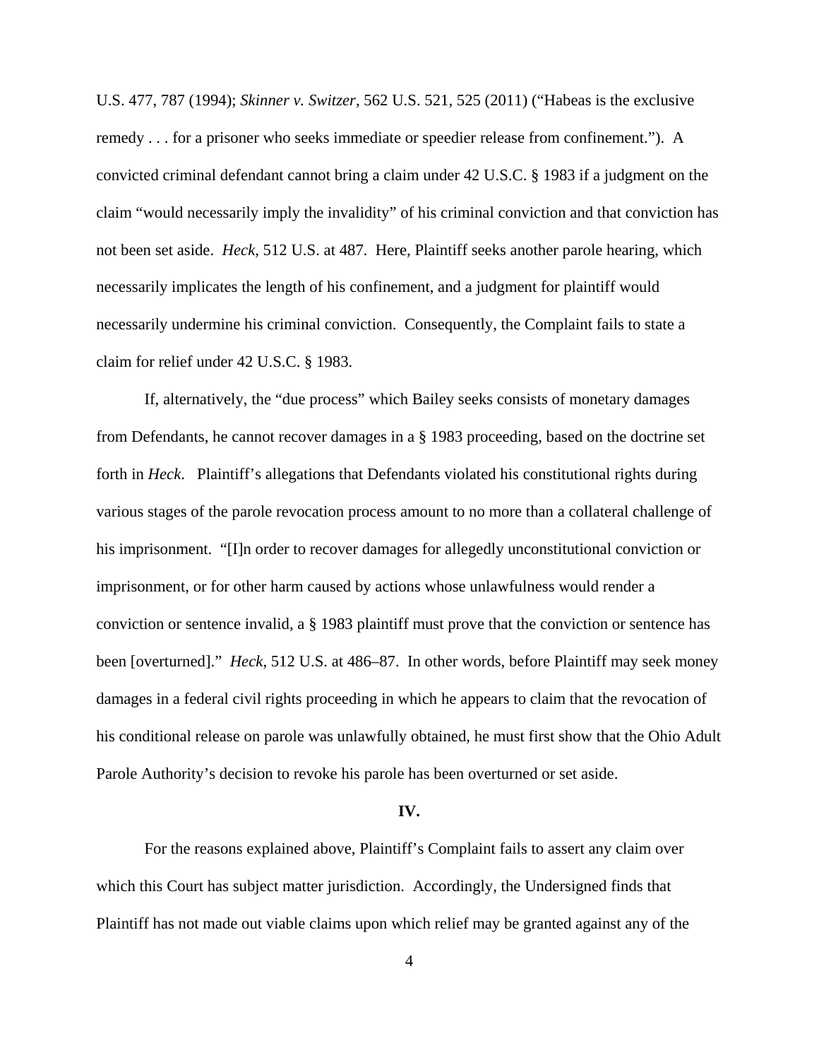U.S. 477, 787 (1994); *Skinner v. Switzer*, 562 U.S. 521, 525 (2011) ("Habeas is the exclusive remedy . . . for a prisoner who seeks immediate or speedier release from confinement."). A convicted criminal defendant cannot bring a claim under 42 U.S.C. § 1983 if a judgment on the claim "would necessarily imply the invalidity" of his criminal conviction and that conviction has not been set aside. *Heck*, 512 U.S. at 487. Here, Plaintiff seeks another parole hearing, which necessarily implicates the length of his confinement, and a judgment for plaintiff would necessarily undermine his criminal conviction. Consequently, the Complaint fails to state a claim for relief under 42 U.S.C. § 1983.

If, alternatively, the "due process" which Bailey seeks consists of monetary damages from Defendants, he cannot recover damages in a § 1983 proceeding, based on the doctrine set forth in *Heck*. Plaintiff's allegations that Defendants violated his constitutional rights during various stages of the parole revocation process amount to no more than a collateral challenge of his imprisonment. "[I]n order to recover damages for allegedly unconstitutional conviction or imprisonment, or for other harm caused by actions whose unlawfulness would render a conviction or sentence invalid, a § 1983 plaintiff must prove that the conviction or sentence has been [overturned]." *Heck*, 512 U.S. at 486–87. In other words, before Plaintiff may seek money damages in a federal civil rights proceeding in which he appears to claim that the revocation of his conditional release on parole was unlawfully obtained, he must first show that the Ohio Adult Parole Authority's decision to revoke his parole has been overturned or set aside.

## IV.

For the reasons explained above, Plaintiff's Complaint fails to assert any claim over which this Court has subject matter jurisdiction. Accordingly, the Undersigned finds that Plaintiff has not made out viable claims upon which relief may be granted against any of the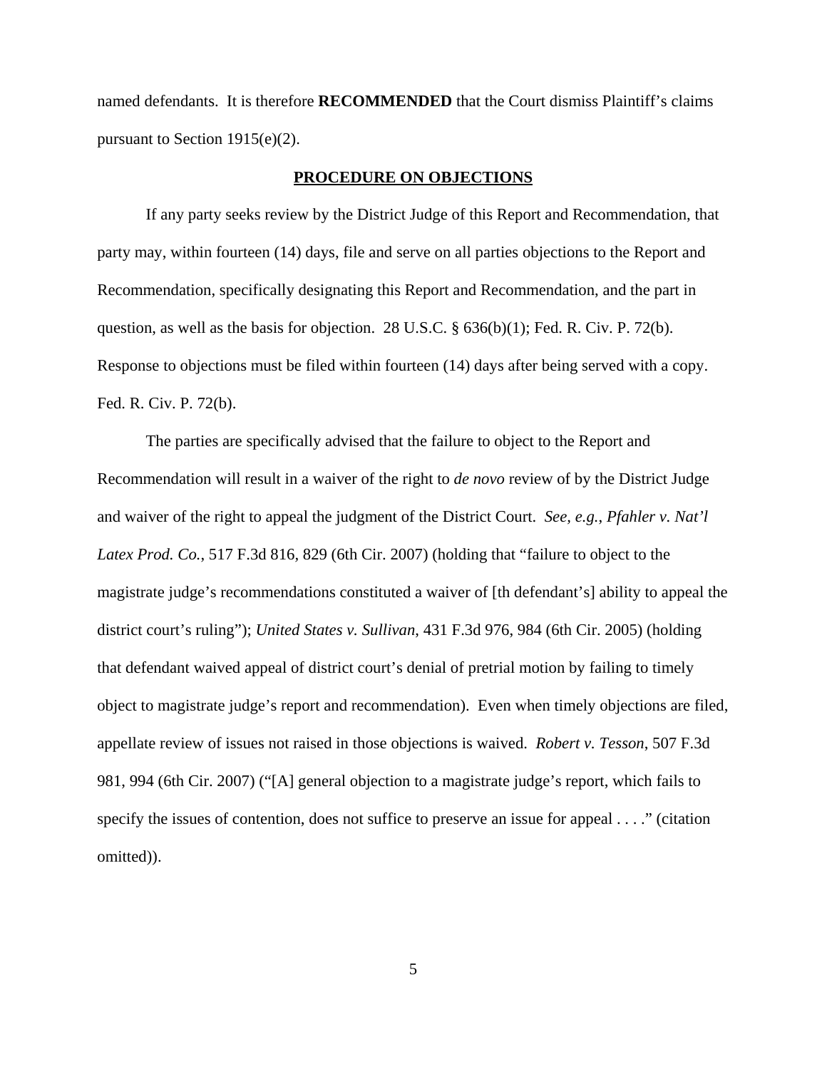named defendants. It is therefore **RECOMMENDED** that the Court dismiss Plaintiff's claims pursuant to Section 1915(e)(2).

## PROCEDURE ON OBJECTIONS

If any party seeks review by the District Judge of this Report and Recommendation, that party may, within fourteen (14) days, file and serve on all parties objections to the Report and Recommendation, specifically designating this Report and Recommendation, and the part in question, as well as the basis for objection. 28 U.S.C. § 636(b)(1); Fed. R. Civ. P. 72(b). Response to objections must be filed within fourteen (14) days after being served with a copy. Fed. R. Civ. P. 72(b).

The parties are specifically advised that the failure to object to the Report and Recommendation will result in a waiver of the right to *de novo* review of by the District Judge and waiver of the right to appeal the judgment of the District Court. *See, e.g.*, *Pfahler v. Nat'l Latex Prod. Co.*, 517 F.3d 816, 829 (6th Cir. 2007) (holding that "failure to object to the magistrate judge's recommendations constituted a waiver of [th defendant's] ability to appeal the district court's ruling"); *United States v. Sullivan*, 431 F.3d 976, 984 (6th Cir. 2005) (holding that defendant waived appeal of district court's denial of pretrial motion by failing to timely object to magistrate judge's report and recommendation). Even when timely objections are filed, appellate review of issues not raised in those objections is waived. *Robert v. Tesson*, 507 F.3d 981, 994 (6th Cir. 2007) ("[A] general objection to a magistrate judge's report, which fails to specify the issues of contention, does not suffice to preserve an issue for appeal . . . ." (citation omitted)).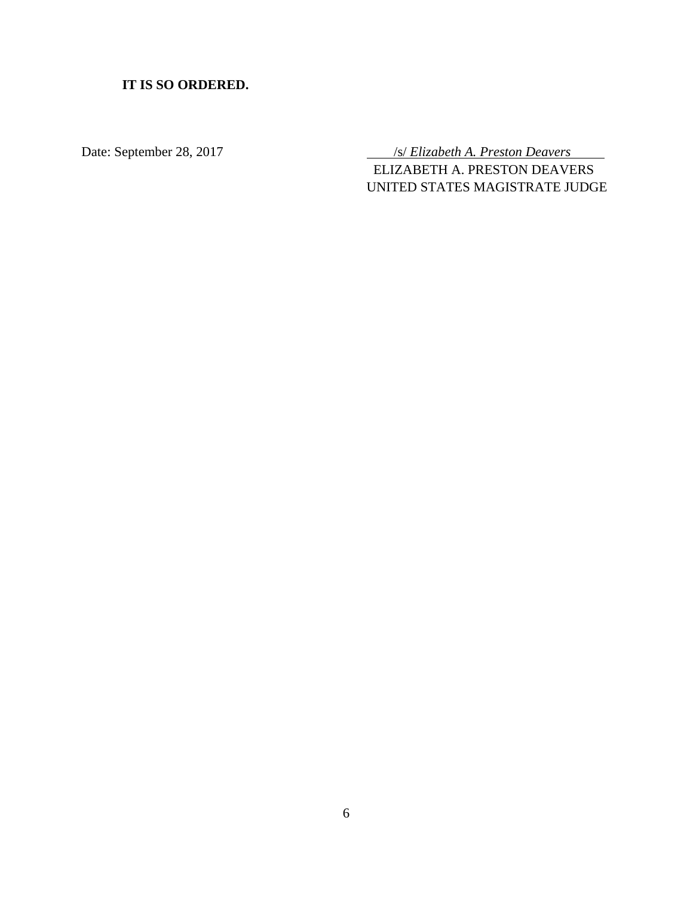**IT IS SO ORDERED.**

Date: September 28, 2017

/s/ *Elizabeth A. Preston Deavers*
ELIZABETH A. PRESTON DEAVERS
UNITED STATES MAGISTRATE JUDGE